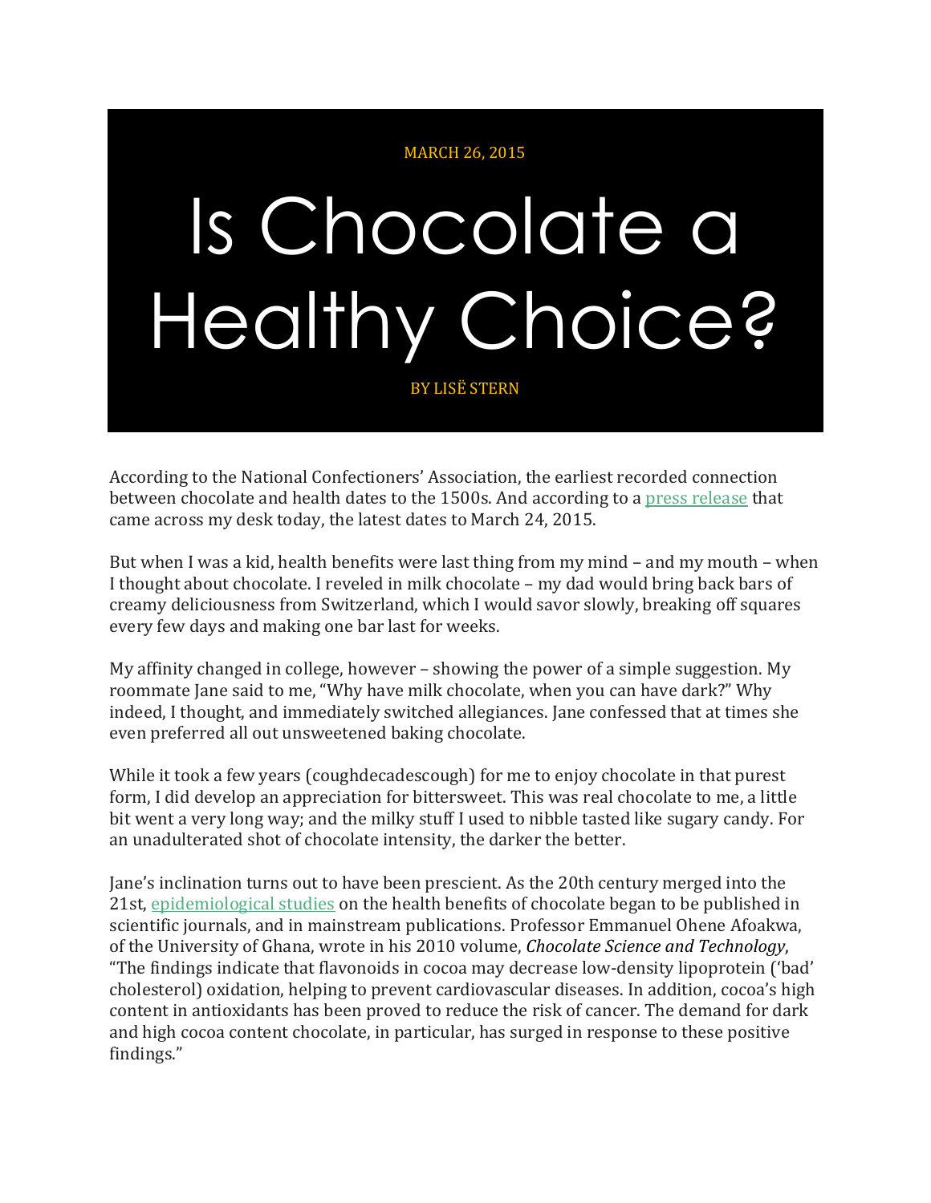MARCH 26, 2015

# Is Chocolate a Healthy Choice?

BY LISË STERN

According to the National Confectioners' Association, the earliest recorded connection between chocolate and health dates to the 1500s. And according to a press release that came across my desk today, the latest dates to March 24, 2015.

But when I was a kid, health benefits were last thing from my mind – and my mouth – when I thought about chocolate. I reveled in milk chocolate – my dad would bring back bars of creamy deliciousness from Switzerland, which I would savor slowly, breaking off squares every few days and making one bar last for weeks.

My affinity changed in college, however – showing the power of a simple suggestion. My roommate Jane said to me, "Why have milk chocolate, when you can have dark?" Why indeed, I thought, and immediately switched allegiances. Jane confessed that at times she even preferred all out unsweetened baking chocolate.

While it took a few years (coughdecadescough) for me to enjoy chocolate in that purest form, I did develop an appreciation for bittersweet. This was real chocolate to me, a little bit went a very long way; and the milky stuff I used to nibble tasted like sugary candy. For an unadulterated shot of chocolate intensity, the darker the better.

Jane's inclination turns out to have been prescient. As the 20th century merged into the 21st, epidemiological studies on the health benefits of chocolate began to be published in scientific journals, and in mainstream publications. Professor Emmanuel Ohene Afoakwa, of the University of Ghana, wrote in his 2010 volume, *Chocolate Science and Technology*, "The findings indicate that flavonoids in cocoa may decrease low-density lipoprotein ('bad' cholesterol) oxidation, helping to prevent cardiovascular diseases. In addition, cocoa's high content in antioxidants has been proved to reduce the risk of cancer. The demand for dark and high cocoa content chocolate, in particular, has surged in response to these positive findings."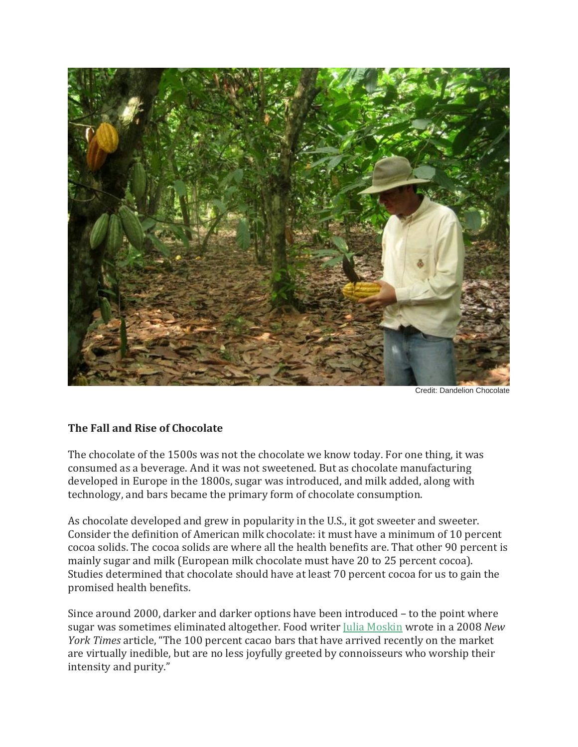Credit: Dandelion Chocolate

**The Fall and Rise of Chocolate**

The chocolate of the 1500s was not the chocolate we know today. For one thing, it was consumed as a beverage. And it was not sweetened. But as chocolate manufacturing developed in Europe in the 1800s, sugar was introduced, and milk added, along with technology, and bars became the primary form of chocolate consumption.

As chocolate developed and grew in popularity in the U.S., it got sweeter and sweeter. Consider the definition of American milk chocolate: it must have a minimum of 10 percent cocoa solids. The cocoa solids are where all the health benefits are. That other 90 percent is mainly sugar and milk (European milk chocolate must have 20 to 25 percent cocoa). Studies determined that chocolate should have at least 70 percent cocoa for us to gain the promised health benefits.

Since around 2000, darker and darker options have been introduced – to the point where sugar was sometimes eliminated altogether. Food writer Julia Moskin wrote in a 2008 *New York Times* article, "The 100 percent cacao bars that have arrived recently on the market are virtually inedible, but are no less joyfully greeted by connoisseurs who worship their intensity and purity."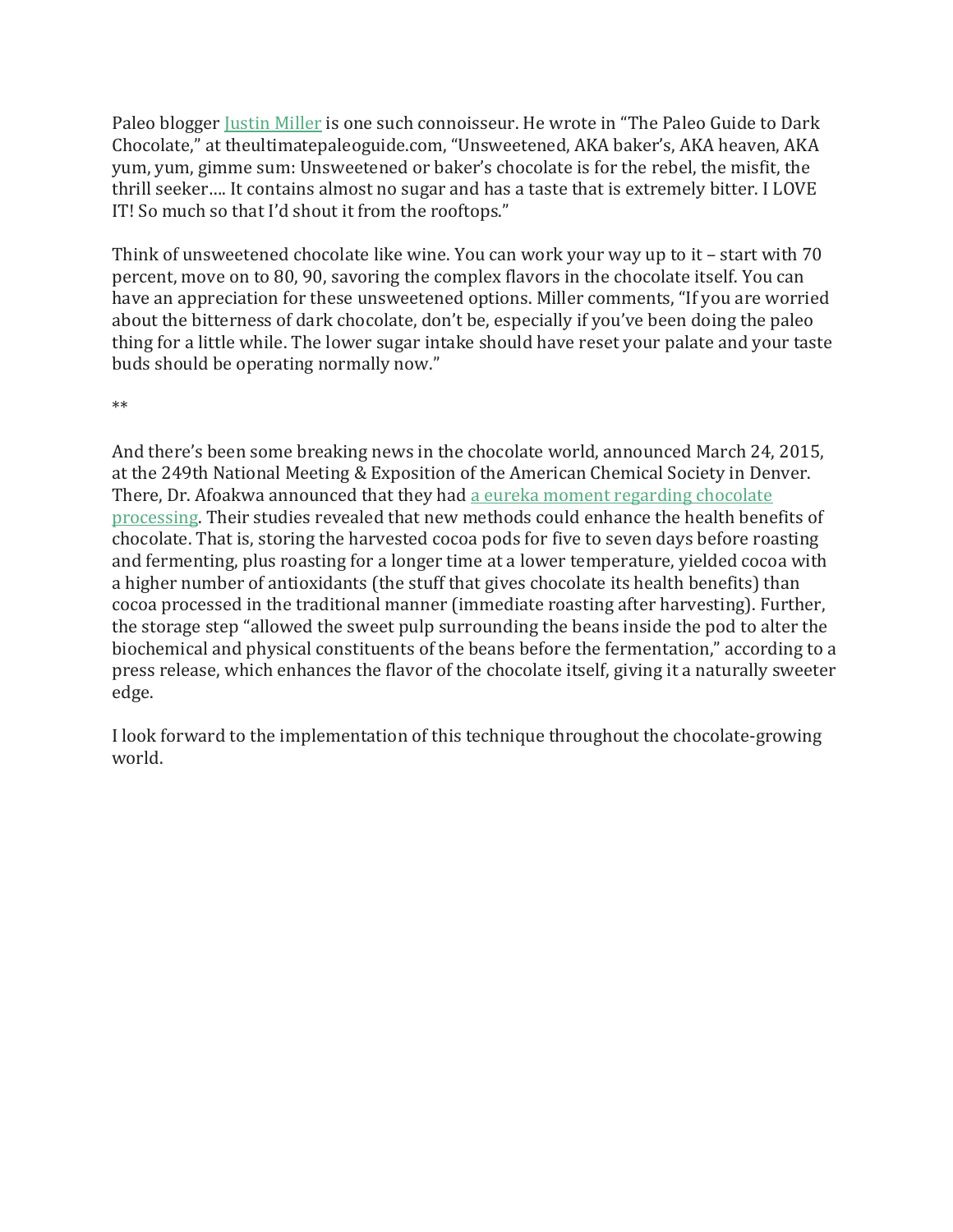Paleo blogger Justin Miller is one such connoisseur. He wrote in "The Paleo Guide to Dark Chocolate," at theultimatepaleoguide.com, "Unsweetened, AKA baker's, AKA heaven, AKA yum, yum, gimme sum: Unsweetened or baker's chocolate is for the rebel, the misfit, the thrill seeker…. It contains almost no sugar and has a taste that is extremely bitter. I LOVE IT! So much so that I'd shout it from the rooftops."

Think of unsweetened chocolate like wine. You can work your way up to it – start with 70 percent, move on to 80, 90, savoring the complex flavors in the chocolate itself. You can have an appreciation for these unsweetened options. Miller comments, "If you are worried about the bitterness of dark chocolate, don't be, especially if you've been doing the paleo thing for a little while. The lower sugar intake should have reset your palate and your taste buds should be operating normally now."

**

And there's been some breaking news in the chocolate world, announced March 24, 2015, at the 249th National Meeting & Exposition of the American Chemical Society in Denver. There, Dr. Afoakwa announced that they had a eureka moment regarding chocolate processing. Their studies revealed that new methods could enhance the health benefits of chocolate. That is, storing the harvested cocoa pods for five to seven days before roasting and fermenting, plus roasting for a longer time at a lower temperature, yielded cocoa with a higher number of antioxidants (the stuff that gives chocolate its health benefits) than cocoa processed in the traditional manner (immediate roasting after harvesting). Further, the storage step "allowed the sweet pulp surrounding the beans inside the pod to alter the biochemical and physical constituents of the beans before the fermentation," according to a press release, which enhances the flavor of the chocolate itself, giving it a naturally sweeter edge.

I look forward to the implementation of this technique throughout the chocolate-growing world.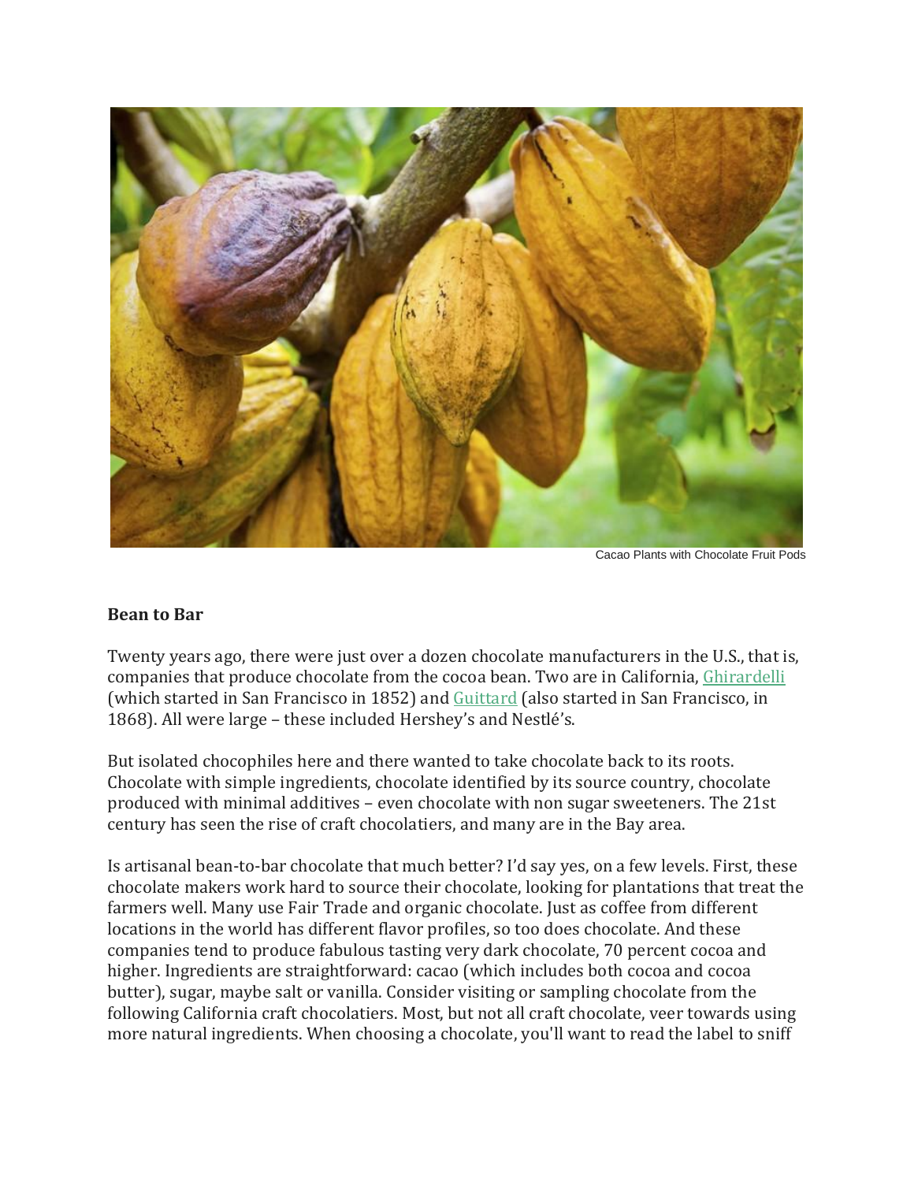Cacao Plants with Chocolate Fruit Pods

**Bean to Bar**

Twenty years ago, there were just over a dozen chocolate manufacturers in the U.S., that is, companies that produce chocolate from the cocoa bean. Two are in California, [Ghirardelli](Ghirardelli) (which started in San Francisco in 1852) and [Guittard](Guittard) (also started in San Francisco, in 1868). All were large – these included Hershey's and Nestlé's.

But isolated chocophiles here and there wanted to take chocolate back to its roots. Chocolate with simple ingredients, chocolate identified by its source country, chocolate produced with minimal additives – even chocolate with non sugar sweeteners. The 21st century has seen the rise of craft chocolatiers, and many are in the Bay area.

Is artisanal bean-to-bar chocolate that much better? I'd say yes, on a few levels. First, these chocolate makers work hard to source their chocolate, looking for plantations that treat the farmers well. Many use Fair Trade and organic chocolate. Just as coffee from different locations in the world has different flavor profiles, so too does chocolate. And these companies tend to produce fabulous tasting very dark chocolate, 70 percent cocoa and higher. Ingredients are straightforward: cacao (which includes both cocoa and cocoa butter), sugar, maybe salt or vanilla. Consider visiting or sampling chocolate from the following California craft chocolatiers. Most, but not all craft chocolate, veer towards using more natural ingredients. When choosing a chocolate, you'll want to read the label to sniff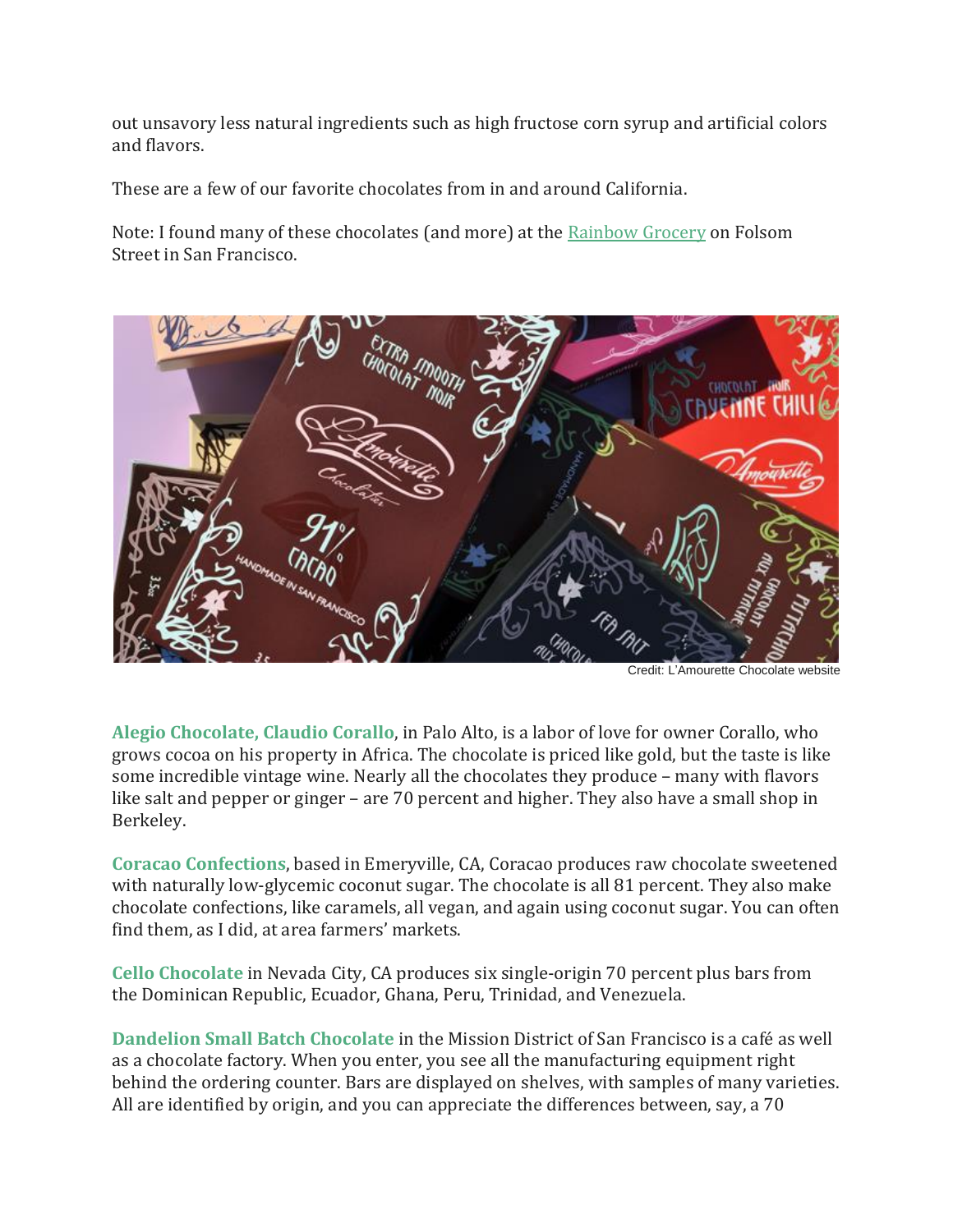out unsavory less natural ingredients such as high fructose corn syrup and artificial colors and flavors.

These are a few of our favorite chocolates from in and around California.

Note: I found many of these chocolates (and more) at the Rainbow Grocery on Folsom Street in San Francisco.

Credit: L'Amourette Chocolate website

**Alegio Chocolate, Claudio Corallo**, in Palo Alto, is a labor of love for owner Corallo, who grows cocoa on his property in Africa. The chocolate is priced like gold, but the taste is like some incredible vintage wine. Nearly all the chocolates they produce – many with flavors like salt and pepper or ginger – are 70 percent and higher. They also have a small shop in Berkeley.

**Coracao Confections**, based in Emeryville, CA, Coracao produces raw chocolate sweetened with naturally low-glycemic coconut sugar. The chocolate is all 81 percent. They also make chocolate confections, like caramels, all vegan, and again using coconut sugar. You can often find them, as I did, at area farmers' markets.

**Cello Chocolate** in Nevada City, CA produces six single-origin 70 percent plus bars from the Dominican Republic, Ecuador, Ghana, Peru, Trinidad, and Venezuela.

**Dandelion Small Batch Chocolate** in the Mission District of San Francisco is a café as well as a chocolate factory. When you enter, you see all the manufacturing equipment right behind the ordering counter. Bars are displayed on shelves, with samples of many varieties. All are identified by origin, and you can appreciate the differences between, say, a 70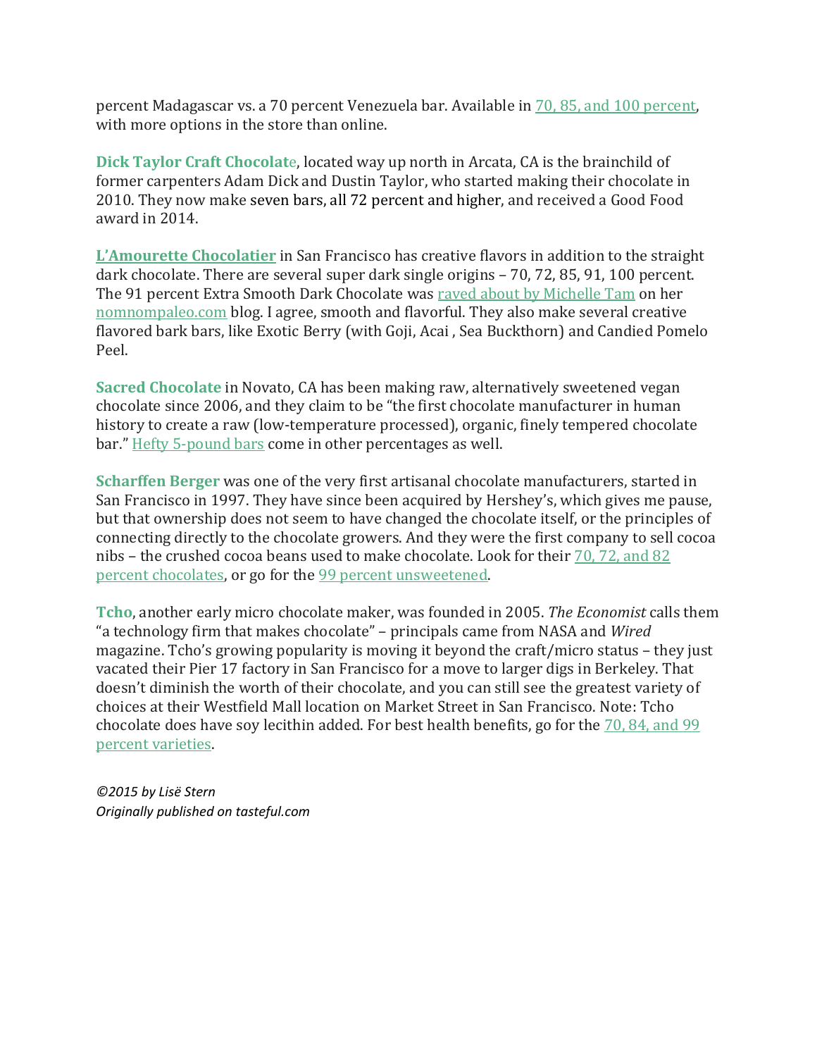percent Madagascar vs. a 70 percent Venezuela bar. Available in 70, 85, and 100 percent, with more options in the store than online.

**Dick Taylor Craft Chocolate**, located way up north in Arcata, CA is the brainchild of former carpenters Adam Dick and Dustin Taylor, who started making their chocolate in 2010. They now make seven bars, all 72 percent and higher, and received a Good Food award in 2014.

**L'Amourette Chocolatier** in San Francisco has creative flavors in addition to the straight dark chocolate. There are several super dark single origins – 70, 72, 85, 91, 100 percent. The 91 percent Extra Smooth Dark Chocolate was raved about by Michelle Tam on her nomnompaleo.com blog. I agree, smooth and flavorful. They also make several creative flavored bark bars, like Exotic Berry (with Goji, Acai , Sea Buckthorn) and Candied Pomelo Peel.

**Sacred Chocolate** in Novato, CA has been making raw, alternatively sweetened vegan chocolate since 2006, and they claim to be "the first chocolate manufacturer in human history to create a raw (low-temperature processed), organic, finely tempered chocolate bar." Hefty 5-pound bars come in other percentages as well.

**Scharffen Berger** was one of the very first artisanal chocolate manufacturers, started in San Francisco in 1997. They have since been acquired by Hershey's, which gives me pause, but that ownership does not seem to have changed the chocolate itself, or the principles of connecting directly to the chocolate growers. And they were the first company to sell cocoa nibs – the crushed cocoa beans used to make chocolate. Look for their 70, 72, and 82 percent chocolates, or go for the 99 percent unsweetened.

**Tcho**, another early micro chocolate maker, was founded in 2005. *The Economist* calls them "a technology firm that makes chocolate" – principals came from NASA and *Wired* magazine. Tcho's growing popularity is moving it beyond the craft/micro status – they just vacated their Pier 17 factory in San Francisco for a move to larger digs in Berkeley. That doesn't diminish the worth of their chocolate, and you can still see the greatest variety of choices at their Westfield Mall location on Market Street in San Francisco. Note: Tcho chocolate does have soy lecithin added. For best health benefits, go for the 70, 84, and 99 percent varieties.

*©2015 by Lisë Stern*
*Originally published on tasteful.com*